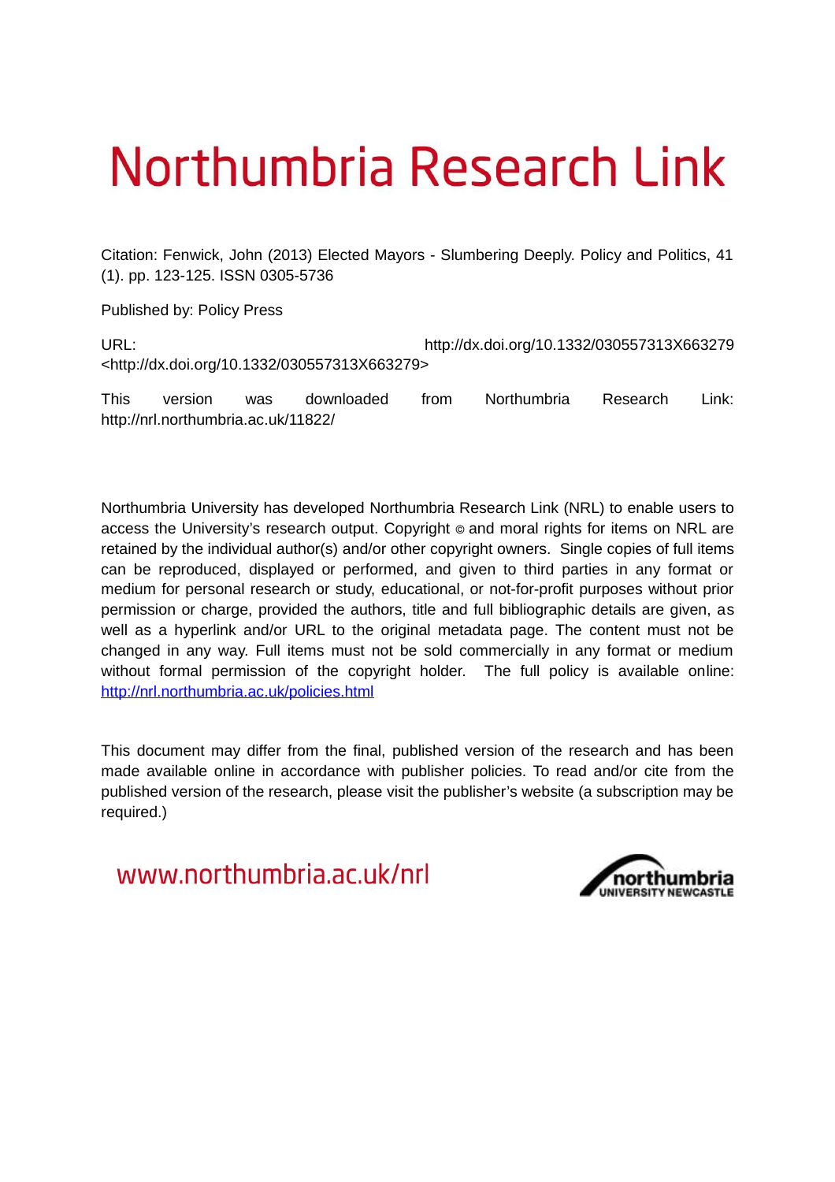# Northumbria Research Link

Citation: Fenwick, John (2013) Elected Mayors - Slumbering Deeply. Policy and Politics, 41 (1). pp. 123-125. ISSN 0305-5736

Published by: Policy Press

URL: http://dx.doi.org/10.1332/030557313X663279 <http://dx.doi.org/10.1332/030557313X663279>

This version was downloaded from Northumbria Research Link: http://nrl.northumbria.ac.uk/11822/

Northumbria University has developed Northumbria Research Link (NRL) to enable users to access the University's research output. Copyright © and moral rights for items on NRL are retained by the individual author(s) and/or other copyright owners. Single copies of full items can be reproduced, displayed or performed, and given to third parties in any format or medium for personal research or study, educational, or not-for-profit purposes without prior permission or charge, provided the authors, title and full bibliographic details are given, as well as a hyperlink and/or URL to the original metadata page. The content must not be changed in any way. Full items must not be sold commercially in any format or medium without formal permission of the copyright holder. The full policy is available online: http://nrl.northumbria.ac.uk/policies.html

This document may differ from the final, published version of the research and has been made available online in accordance with publisher policies. To read and/or cite from the published version of the research, please visit the publisher's website (a subscription may be required.)

www.northumbria.ac.uk/nrl

northumbria UNIVERSITY NEWCASTLE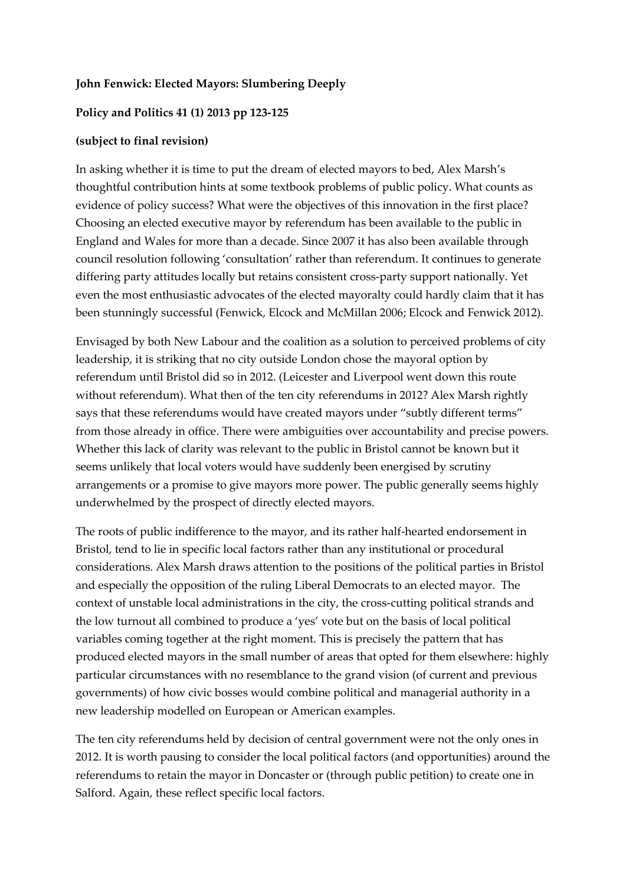**John Fenwick: Elected Mayors: Slumbering Deeply**

**Policy and Politics 41 (1) 2013 pp 123-125**

**(subject to final revision)**

In asking whether it is time to put the dream of elected mayors to bed, Alex Marsh's thoughtful contribution hints at some textbook problems of public policy. What counts as evidence of policy success? What were the objectives of this innovation in the first place? Choosing an elected executive mayor by referendum has been available to the public in England and Wales for more than a decade. Since 2007 it has also been available through council resolution following 'consultation' rather than referendum. It continues to generate differing party attitudes locally but retains consistent cross-party support nationally. Yet even the most enthusiastic advocates of the elected mayoralty could hardly claim that it has been stunningly successful (Fenwick, Elcock and McMillan 2006; Elcock and Fenwick 2012).

Envisaged by both New Labour and the coalition as a solution to perceived problems of city leadership, it is striking that no city outside London chose the mayoral option by referendum until Bristol did so in 2012. (Leicester and Liverpool went down this route without referendum). What then of the ten city referendums in 2012? Alex Marsh rightly says that these referendums would have created mayors under "subtly different terms" from those already in office. There were ambiguities over accountability and precise powers. Whether this lack of clarity was relevant to the public in Bristol cannot be known but it seems unlikely that local voters would have suddenly been energised by scrutiny arrangements or a promise to give mayors more power. The public generally seems highly underwhelmed by the prospect of directly elected mayors.

The roots of public indifference to the mayor, and its rather half-hearted endorsement in Bristol, tend to lie in specific local factors rather than any institutional or procedural considerations. Alex Marsh draws attention to the positions of the political parties in Bristol and especially the opposition of the ruling Liberal Democrats to an elected mayor. The context of unstable local administrations in the city, the cross-cutting political strands and the low turnout all combined to produce a 'yes' vote but on the basis of local political variables coming together at the right moment. This is precisely the pattern that has produced elected mayors in the small number of areas that opted for them elsewhere: highly particular circumstances with no resemblance to the grand vision (of current and previous governments) of how civic bosses would combine political and managerial authority in a new leadership modelled on European or American examples.

The ten city referendums held by decision of central government were not the only ones in 2012. It is worth pausing to consider the local political factors (and opportunities) around the referendums to retain the mayor in Doncaster or (through public petition) to create one in Salford. Again, these reflect specific local factors.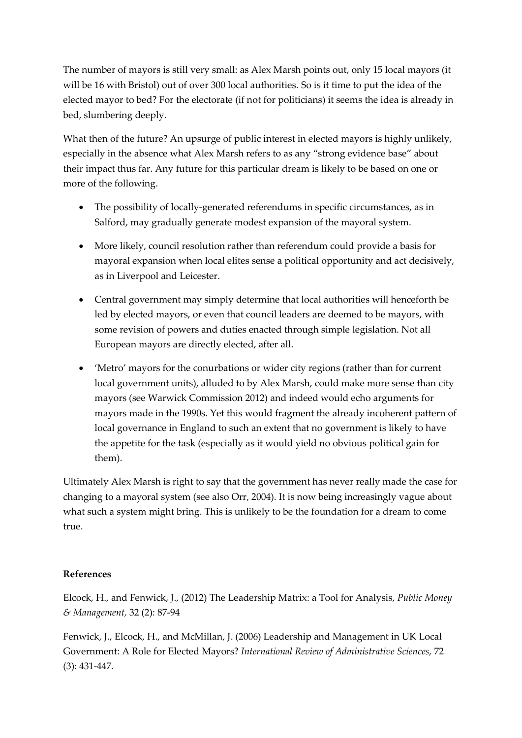The number of mayors is still very small: as Alex Marsh points out, only 15 local mayors (it will be 16 with Bristol) out of over 300 local authorities. So is it time to put the idea of the elected mayor to bed? For the electorate (if not for politicians) it seems the idea is already in bed, slumbering deeply.

What then of the future? An upsurge of public interest in elected mayors is highly unlikely, especially in the absence what Alex Marsh refers to as any "strong evidence base" about their impact thus far. Any future for this particular dream is likely to be based on one or more of the following.

- The possibility of locally-generated referendums in specific circumstances, as in Salford, may gradually generate modest expansion of the mayoral system.
- More likely, council resolution rather than referendum could provide a basis for mayoral expansion when local elites sense a political opportunity and act decisively, as in Liverpool and Leicester.
- Central government may simply determine that local authorities will henceforth be led by elected mayors, or even that council leaders are deemed to be mayors, with some revision of powers and duties enacted through simple legislation. Not all European mayors are directly elected, after all.
- 'Metro' mayors for the conurbations or wider city regions (rather than for current local government units), alluded to by Alex Marsh, could make more sense than city mayors (see Warwick Commission 2012) and indeed would echo arguments for mayors made in the 1990s. Yet this would fragment the already incoherent pattern of local governance in England to such an extent that no government is likely to have the appetite for the task (especially as it would yield no obvious political gain for them).

Ultimately Alex Marsh is right to say that the government has never really made the case for changing to a mayoral system (see also Orr, 2004). It is now being increasingly vague about what such a system might bring. This is unlikely to be the foundation for a dream to come true.

**References**

Elcock, H., and Fenwick, J., (2012) The Leadership Matrix: a Tool for Analysis, *Public Money & Management,* 32 (2): 87-94

Fenwick, J., Elcock, H., and McMillan, J. (2006) Leadership and Management in UK Local Government: A Role for Elected Mayors? *International Review of Administrative Sciences,* 72 (3): 431-447.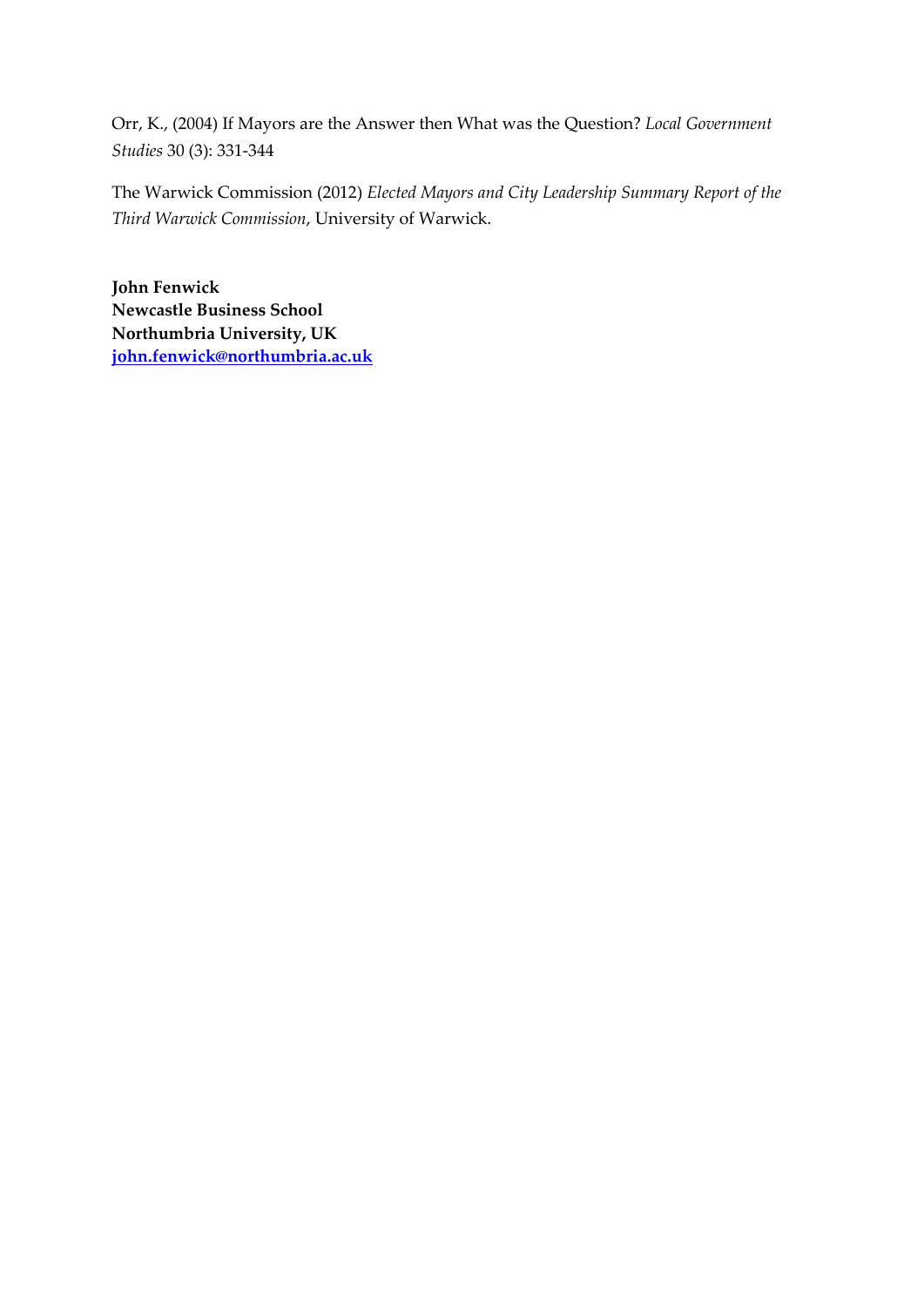Orr, K., (2004) If Mayors are the Answer then What was the Question? *Local Government Studies* 30 (3): 331-344

The Warwick Commission (2012) *Elected Mayors and City Leadership Summary Report of the Third Warwick Commission*, University of Warwick.

**John Fenwick**
**Newcastle Business School**
**Northumbria University, UK**
**john.fenwick@northumbria.ac.uk**